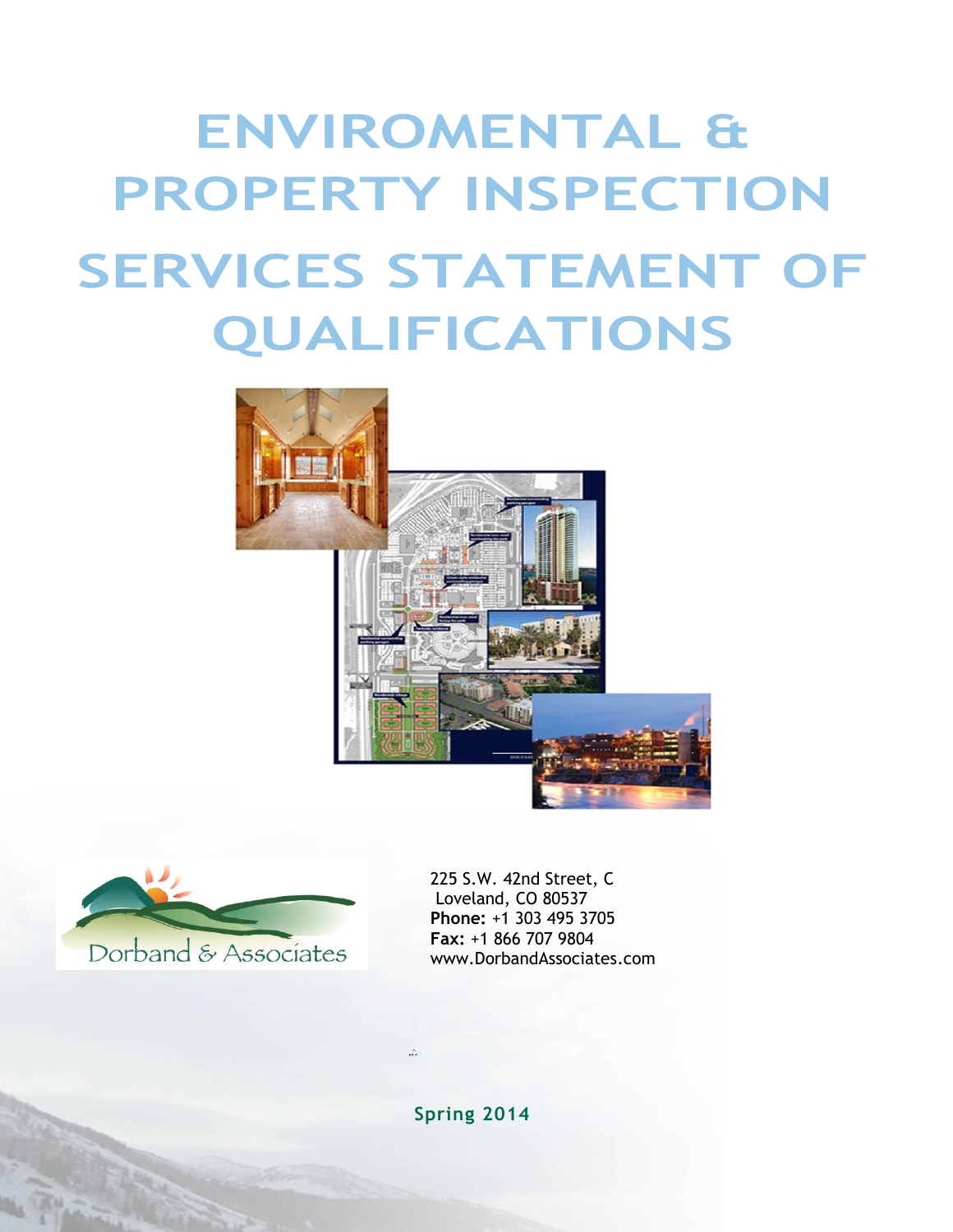# ENVIROMENTAL & PROPERTY INSPECTION SERVICES STATEMENT OF QUALIFICATIONS

Dorband & Associates

225 S.W. 42nd Street, C
Loveland, CO 80537
**Phone:** +1 303 495 3705
**Fax:** +1 866 707 9804
www.DorbandAssociates.com

**Spring 2014**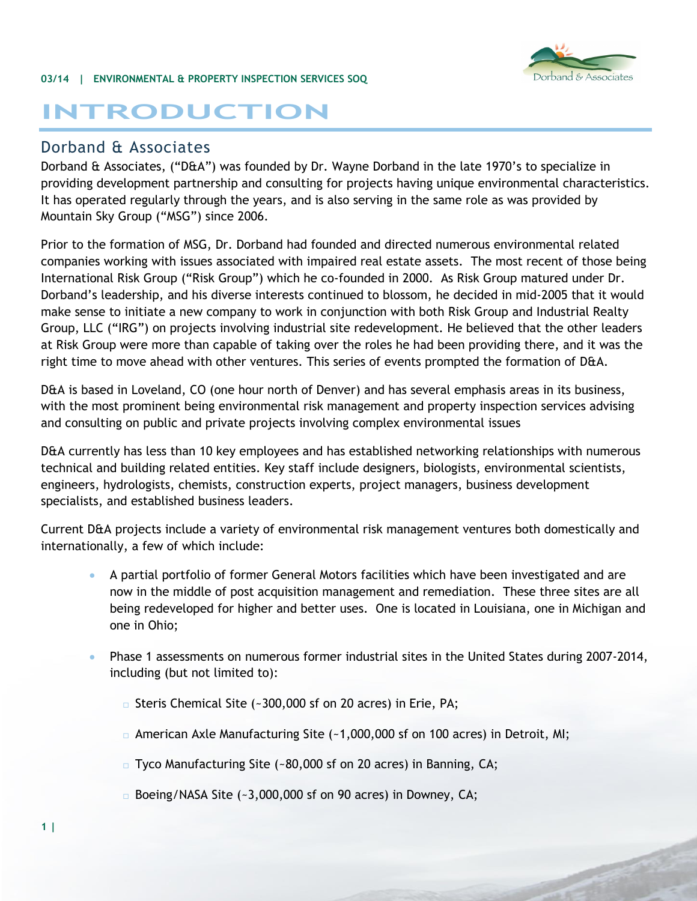# INTRODUCTION

## Dorband & Associates

Dorband & Associates, ("D&A") was founded by Dr. Wayne Dorband in the late 1970's to specialize in providing development partnership and consulting for projects having unique environmental characteristics. It has operated regularly through the years, and is also serving in the same role as was provided by Mountain Sky Group ("MSG") since 2006.

Prior to the formation of MSG, Dr. Dorband had founded and directed numerous environmental related companies working with issues associated with impaired real estate assets. The most recent of those being International Risk Group ("Risk Group") which he co-founded in 2000. As Risk Group matured under Dr. Dorband's leadership, and his diverse interests continued to blossom, he decided in mid-2005 that it would make sense to initiate a new company to work in conjunction with both Risk Group and Industrial Realty Group, LLC ("IRG") on projects involving industrial site redevelopment. He believed that the other leaders at Risk Group were more than capable of taking over the roles he had been providing there, and it was the right time to move ahead with other ventures. This series of events prompted the formation of D&A.

D&A is based in Loveland, CO (one hour north of Denver) and has several emphasis areas in its business, with the most prominent being environmental risk management and property inspection services advising and consulting on public and private projects involving complex environmental issues

D&A currently has less than 10 key employees and has established networking relationships with numerous technical and building related entities. Key staff include designers, biologists, environmental scientists, engineers, hydrologists, chemists, construction experts, project managers, business development specialists, and established business leaders.

Current D&A projects include a variety of environmental risk management ventures both domestically and internationally, a few of which include:

- A partial portfolio of former General Motors facilities which have been investigated and are now in the middle of post acquisition management and remediation. These three sites are all being redeveloped for higher and better uses. One is located in Louisiana, one in Michigan and one in Ohio;
- Phase 1 assessments on numerous former industrial sites in the United States during 2007-2014, including (but not limited to):
  - Steris Chemical Site (~300,000 sf on 20 acres) in Erie, PA;
  - American Axle Manufacturing Site (~1,000,000 sf on 100 acres) in Detroit, MI;
  - Tyco Manufacturing Site (~80,000 sf on 20 acres) in Banning, CA;
  - Boeing/NASA Site (~3,000,000 sf on 90 acres) in Downey, CA;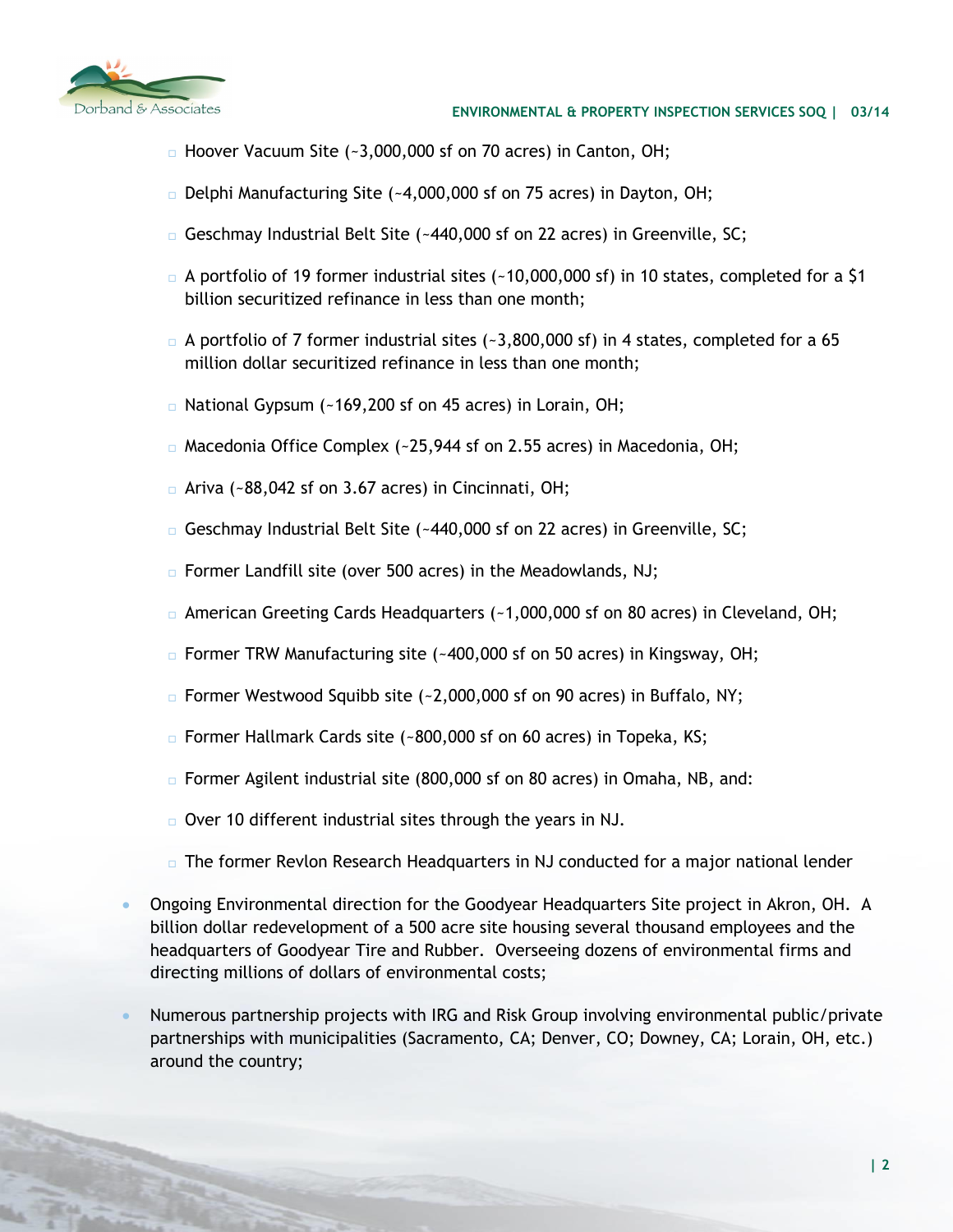- Hoover Vacuum Site (~3,000,000 sf on 70 acres) in Canton, OH;
  - Delphi Manufacturing Site (~4,000,000 sf on 75 acres) in Dayton, OH;
  - Geschmay Industrial Belt Site (~440,000 sf on 22 acres) in Greenville, SC;
  - A portfolio of 19 former industrial sites (~10,000,000 sf) in 10 states, completed for a $1 billion securitized refinance in less than one month;
  - A portfolio of 7 former industrial sites (~3,800,000 sf) in 4 states, completed for a 65 million dollar securitized refinance in less than one month;
  - National Gypsum (~169,200 sf on 45 acres) in Lorain, OH;
  - Macedonia Office Complex (~25,944 sf on 2.55 acres) in Macedonia, OH;
  - Ariva (~88,042 sf on 3.67 acres) in Cincinnati, OH;
  - Geschmay Industrial Belt Site (~440,000 sf on 22 acres) in Greenville, SC;
  - Former Landfill site (over 500 acres) in the Meadowlands, NJ;
  - American Greeting Cards Headquarters (~1,000,000 sf on 80 acres) in Cleveland, OH;
  - Former TRW Manufacturing site (~400,000 sf on 50 acres) in Kingsway, OH;
  - Former Westwood Squibb site (~2,000,000 sf on 90 acres) in Buffalo, NY;
  - Former Hallmark Cards site (~800,000 sf on 60 acres) in Topeka, KS;
  - Former Agilent industrial site (800,000 sf on 80 acres) in Omaha, NB, and:
  - Over 10 different industrial sites through the years in NJ.
  - The former Revlon Research Headquarters in NJ conducted for a major national lender

- Ongoing Environmental direction for the Goodyear Headquarters Site project in Akron, OH. A billion dollar redevelopment of a 500 acre site housing several thousand employees and the headquarters of Goodyear Tire and Rubber. Overseeing dozens of environmental firms and directing millions of dollars of environmental costs;
- Numerous partnership projects with IRG and Risk Group involving environmental public/private partnerships with municipalities (Sacramento, CA; Denver, CO; Downey, CA; Lorain, OH, etc.) around the country;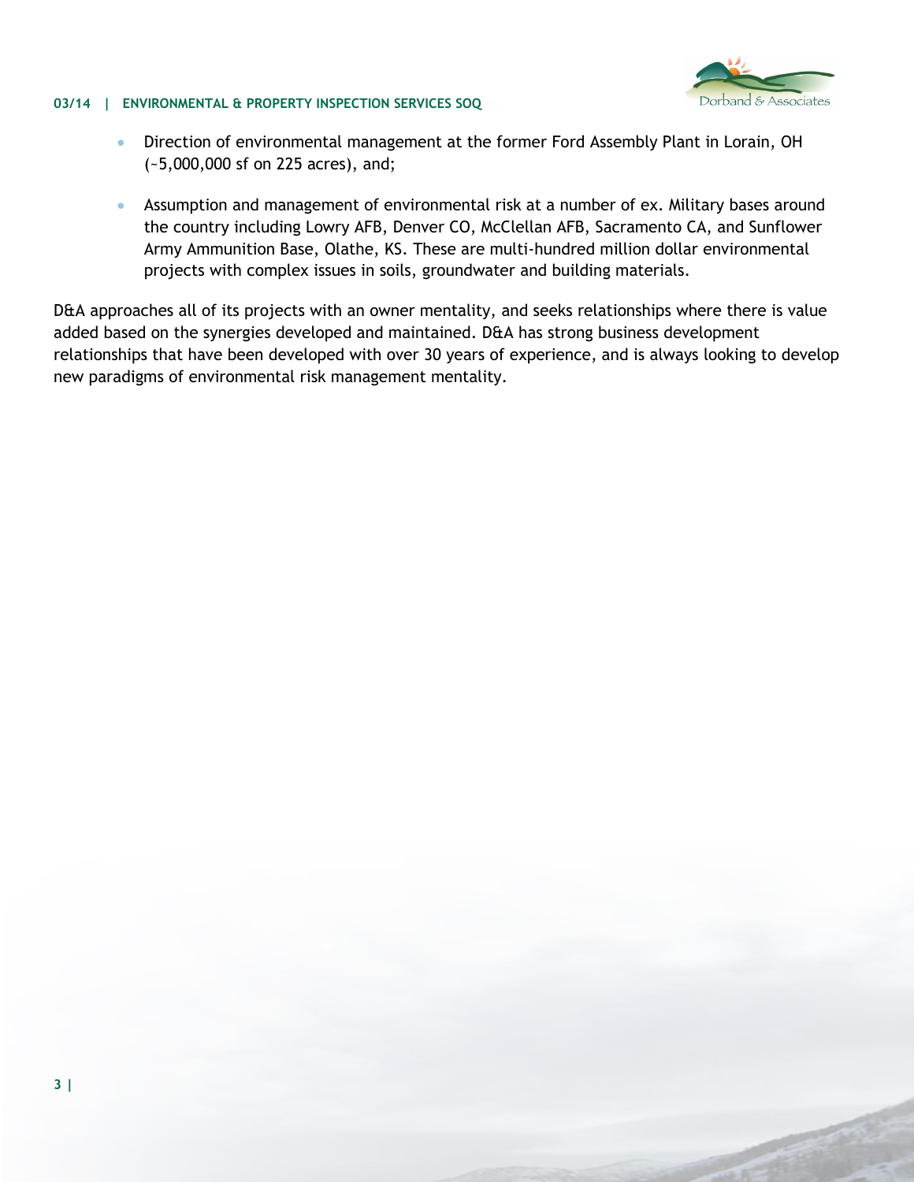- Direction of environmental management at the former Ford Assembly Plant in Lorain, OH (~5,000,000 sf on 225 acres), and;
- Assumption and management of environmental risk at a number of ex. Military bases around the country including Lowry AFB, Denver CO, McClellan AFB, Sacramento CA, and Sunflower Army Ammunition Base, Olathe, KS. These are multi-hundred million dollar environmental projects with complex issues in soils, groundwater and building materials.

D&A approaches all of its projects with an owner mentality, and seeks relationships where there is value added based on the synergies developed and maintained. D&A has strong business development relationships that have been developed with over 30 years of experience, and is always looking to develop new paradigms of environmental risk management mentality.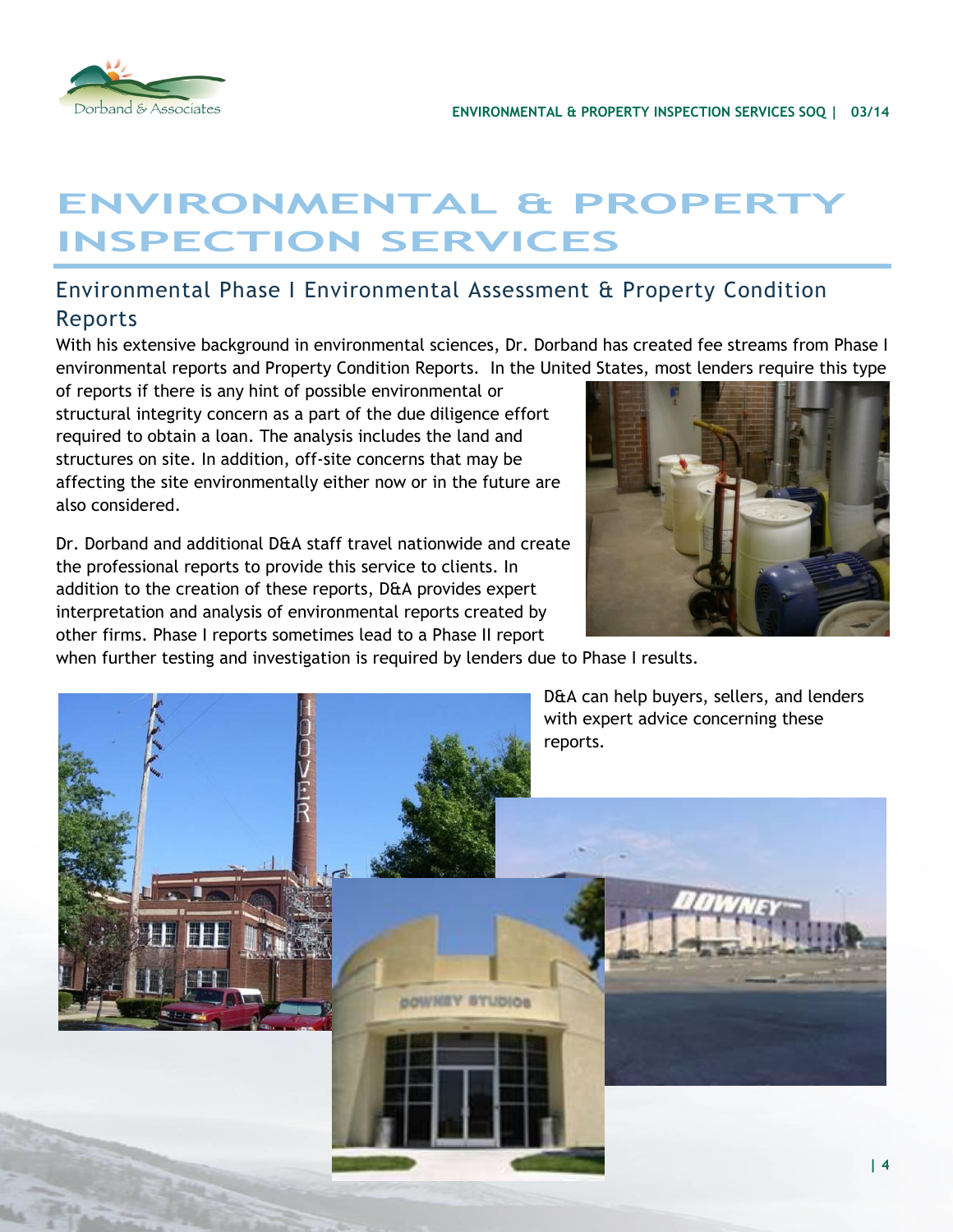# ENVIRONMENTAL & PROPERTY INSPECTION SERVICES

## Environmental Phase I Environmental Assessment & Property Condition Reports

With his extensive background in environmental sciences, Dr. Dorband has created fee streams from Phase I environmental reports and Property Condition Reports. In the United States, most lenders require this type of reports if there is any hint of possible environmental or structural integrity concern as a part of the due diligence effort required to obtain a loan. The analysis includes the land and structures on site. In addition, off-site concerns that may be affecting the site environmentally either now or in the future are also considered.

Dr. Dorband and additional D&A staff travel nationwide and create the professional reports to provide this service to clients. In addition to the creation of these reports, D&A provides expert interpretation and analysis of environmental reports created by other firms. Phase I reports sometimes lead to a Phase II report when further testing and investigation is required by lenders due to Phase I results.

D&A can help buyers, sellers, and lenders with expert advice concerning these reports.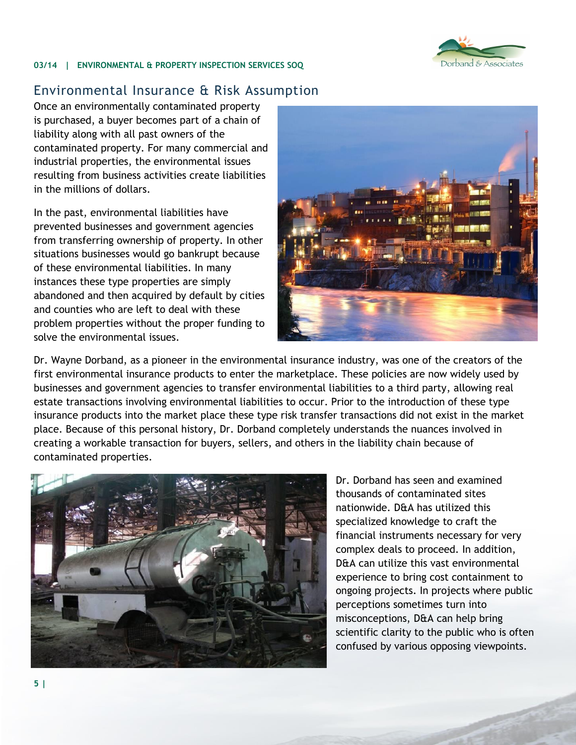## Environmental Insurance & Risk Assumption

Once an environmentally contaminated property is purchased, a buyer becomes part of a chain of liability along with all past owners of the contaminated property. For many commercial and industrial properties, the environmental issues resulting from business activities create liabilities in the millions of dollars.

In the past, environmental liabilities have prevented businesses and government agencies from transferring ownership of property. In other situations businesses would go bankrupt because of these environmental liabilities. In many instances these type properties are simply abandoned and then acquired by default by cities and counties who are left to deal with these problem properties without the proper funding to solve the environmental issues.

Dr. Wayne Dorband, as a pioneer in the environmental insurance industry, was one of the creators of the first environmental insurance products to enter the marketplace. These policies are now widely used by businesses and government agencies to transfer environmental liabilities to a third party, allowing real estate transactions involving environmental liabilities to occur. Prior to the introduction of these type insurance products into the market place these type risk transfer transactions did not exist in the market place. Because of this personal history, Dr. Dorband completely understands the nuances involved in creating a workable transaction for buyers, sellers, and others in the liability chain because of contaminated properties.

Dr. Dorband has seen and examined thousands of contaminated sites nationwide. D&A has utilized this specialized knowledge to craft the financial instruments necessary for very complex deals to proceed. In addition, D&A can utilize this vast environmental experience to bring cost containment to ongoing projects. In projects where public perceptions sometimes turn into misconceptions, D&A can help bring scientific clarity to the public who is often confused by various opposing viewpoints.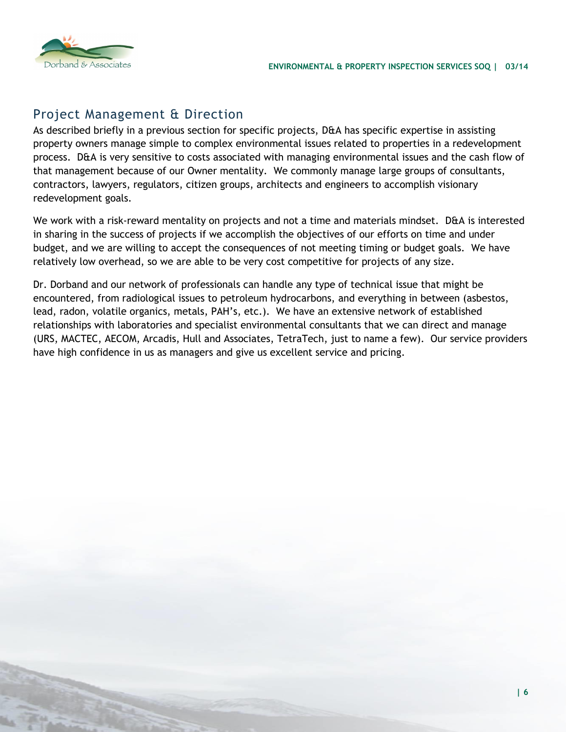## Project Management & Direction

As described briefly in a previous section for specific projects, D&A has specific expertise in assisting property owners manage simple to complex environmental issues related to properties in a redevelopment process. D&A is very sensitive to costs associated with managing environmental issues and the cash flow of that management because of our Owner mentality. We commonly manage large groups of consultants, contractors, lawyers, regulators, citizen groups, architects and engineers to accomplish visionary redevelopment goals.

We work with a risk-reward mentality on projects and not a time and materials mindset. D&A is interested in sharing in the success of projects if we accomplish the objectives of our efforts on time and under budget, and we are willing to accept the consequences of not meeting timing or budget goals. We have relatively low overhead, so we are able to be very cost competitive for projects of any size.

Dr. Dorband and our network of professionals can handle any type of technical issue that might be encountered, from radiological issues to petroleum hydrocarbons, and everything in between (asbestos, lead, radon, volatile organics, metals, PAH's, etc.). We have an extensive network of established relationships with laboratories and specialist environmental consultants that we can direct and manage (URS, MACTEC, AECOM, Arcadis, Hull and Associates, TetraTech, just to name a few). Our service providers have high confidence in us as managers and give us excellent service and pricing.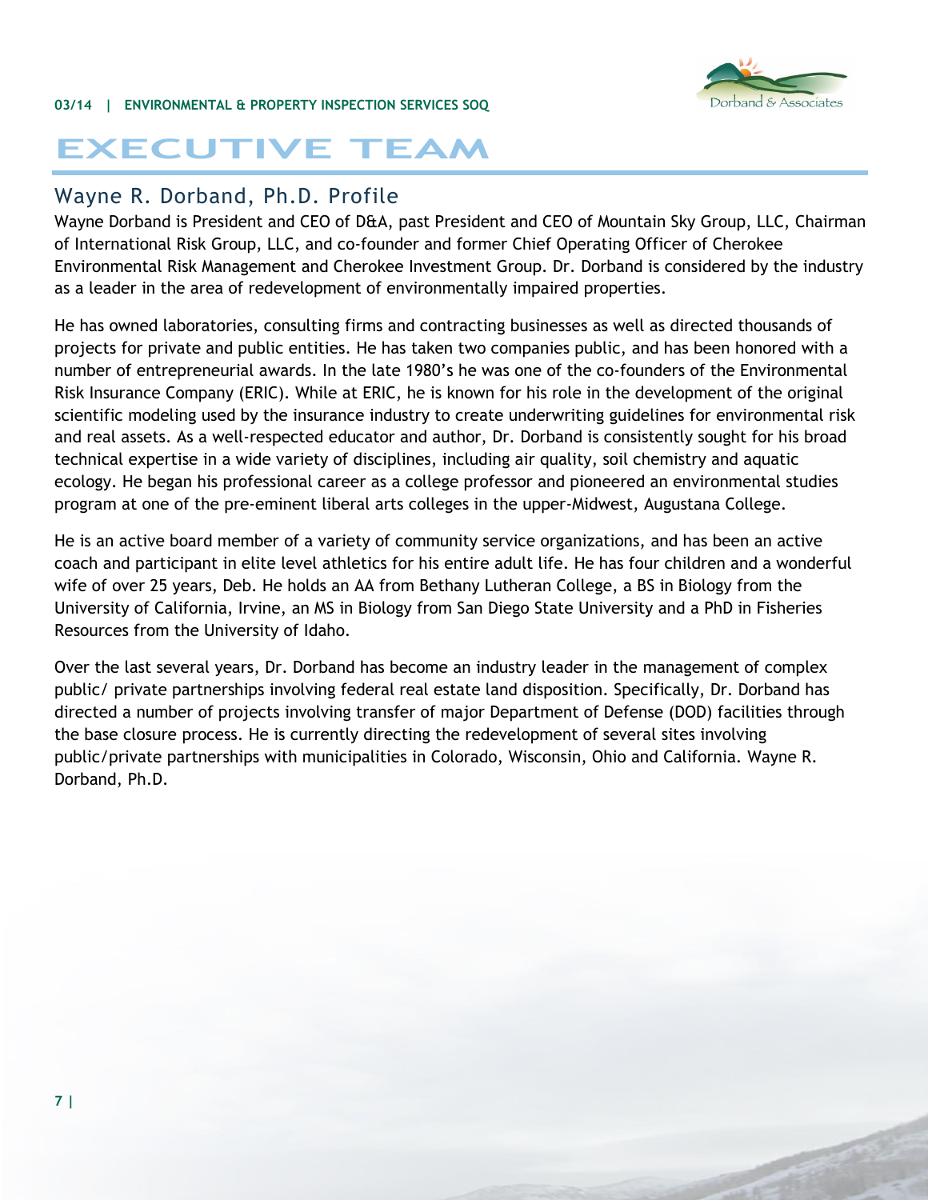# EXECUTIVE TEAM

## Wayne R. Dorband, Ph.D. Profile

Wayne Dorband is President and CEO of D&A, past President and CEO of Mountain Sky Group, LLC, Chairman of International Risk Group, LLC, and co-founder and former Chief Operating Officer of Cherokee Environmental Risk Management and Cherokee Investment Group. Dr. Dorband is considered by the industry as a leader in the area of redevelopment of environmentally impaired properties.

He has owned laboratories, consulting firms and contracting businesses as well as directed thousands of projects for private and public entities. He has taken two companies public, and has been honored with a number of entrepreneurial awards. In the late 1980's he was one of the co-founders of the Environmental Risk Insurance Company (ERIC). While at ERIC, he is known for his role in the development of the original scientific modeling used by the insurance industry to create underwriting guidelines for environmental risk and real assets. As a well-respected educator and author, Dr. Dorband is consistently sought for his broad technical expertise in a wide variety of disciplines, including air quality, soil chemistry and aquatic ecology. He began his professional career as a college professor and pioneered an environmental studies program at one of the pre-eminent liberal arts colleges in the upper-Midwest, Augustana College.

He is an active board member of a variety of community service organizations, and has been an active coach and participant in elite level athletics for his entire adult life. He has four children and a wonderful wife of over 25 years, Deb. He holds an AA from Bethany Lutheran College, a BS in Biology from the University of California, Irvine, an MS in Biology from San Diego State University and a PhD in Fisheries Resources from the University of Idaho.

Over the last several years, Dr. Dorband has become an industry leader in the management of complex public/ private partnerships involving federal real estate land disposition. Specifically, Dr. Dorband has directed a number of projects involving transfer of major Department of Defense (DOD) facilities through the base closure process. He is currently directing the redevelopment of several sites involving public/private partnerships with municipalities in Colorado, Wisconsin, Ohio and California. Wayne R. Dorband, Ph.D.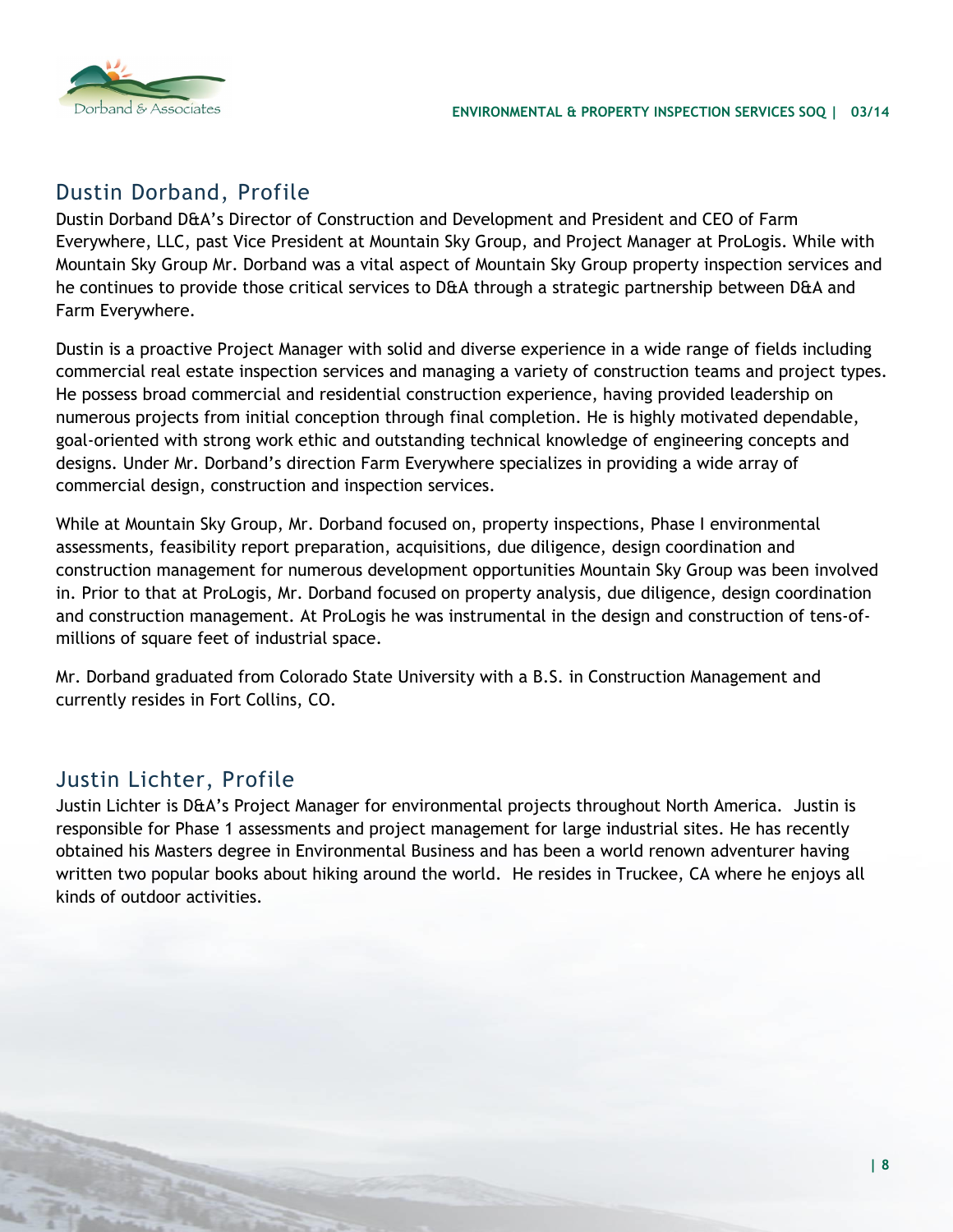## Dustin Dorband, Profile

Dustin Dorband D&A's Director of Construction and Development and President and CEO of Farm Everywhere, LLC, past Vice President at Mountain Sky Group, and Project Manager at ProLogis. While with Mountain Sky Group Mr. Dorband was a vital aspect of Mountain Sky Group property inspection services and he continues to provide those critical services to D&A through a strategic partnership between D&A and Farm Everywhere.

Dustin is a proactive Project Manager with solid and diverse experience in a wide range of fields including commercial real estate inspection services and managing a variety of construction teams and project types. He possess broad commercial and residential construction experience, having provided leadership on numerous projects from initial conception through final completion. He is highly motivated dependable, goal-oriented with strong work ethic and outstanding technical knowledge of engineering concepts and designs. Under Mr. Dorband's direction Farm Everywhere specializes in providing a wide array of commercial design, construction and inspection services.

While at Mountain Sky Group, Mr. Dorband focused on, property inspections, Phase I environmental assessments, feasibility report preparation, acquisitions, due diligence, design coordination and construction management for numerous development opportunities Mountain Sky Group was been involved in. Prior to that at ProLogis, Mr. Dorband focused on property analysis, due diligence, design coordination and construction management. At ProLogis he was instrumental in the design and construction of tens-of-millions of square feet of industrial space.

Mr. Dorband graduated from Colorado State University with a B.S. in Construction Management and currently resides in Fort Collins, CO.

## Justin Lichter, Profile

Justin Lichter is D&A's Project Manager for environmental projects throughout North America. Justin is responsible for Phase 1 assessments and project management for large industrial sites. He has recently obtained his Masters degree in Environmental Business and has been a world renown adventurer having written two popular books about hiking around the world. He resides in Truckee, CA where he enjoys all kinds of outdoor activities.